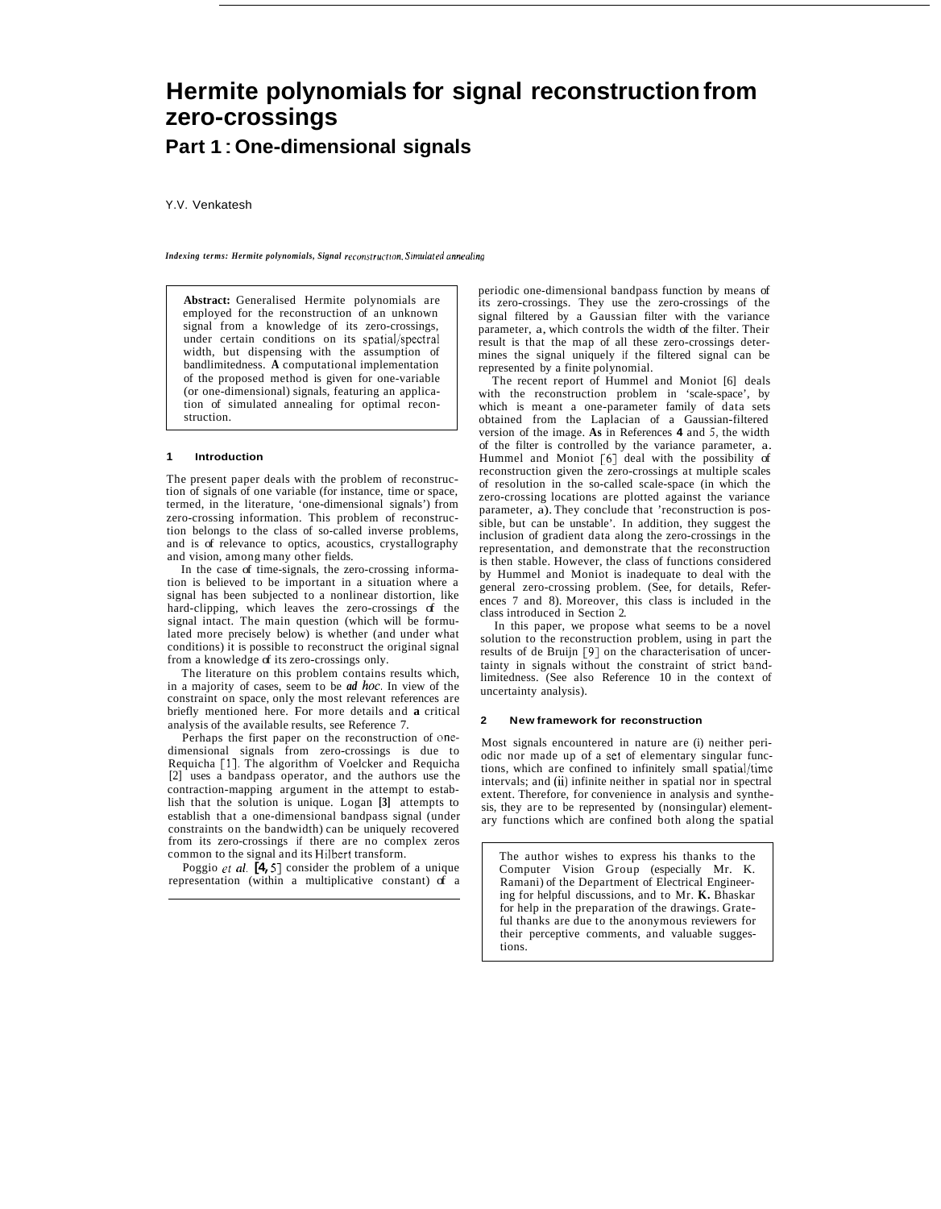# Hermite polynomials for signal reconstruction from zero-crossings

## Part 1 : One-dimensional signals

Y.V. Venkatesh

*Indexing terms: Hermite polynomials, Signal reconstruction, Simulated annealing*

**Abstract:** Generalised Hermite polynomials are employed for the reconstruction of an unknown signal from a knowledge of its zero-crossings, under certain conditions on its spatial/spectral width, but dispensing with the assumption of bandlimitedness. **A** computational implementation of the proposed method is given for one-variable (or one-dimensional) signals, featuring an application of simulated annealing for optimal reconstruction.

### 1 Introduction

The present paper deals with the problem of reconstruction of signals of one variable (for instance, time or space, termed, in the literature, 'one-dimensional signals') from zero-crossing information. This problem of reconstruction belongs to the class of so-called inverse problems, and is of relevance to optics, acoustics, crystallography and vision, among many other fields.

In the case of time-signals, the zero-crossing information is believed to be important in a situation where a signal has been subjected to a nonlinear distortion, like hard-clipping, which leaves the zero-crossings of the signal intact. The main question (which will be formulated more precisely below) is whether (and under what conditions) it is possible to reconstruct the original signal from a knowledge of its zero-crossings only.

The literature on this problem contains results which, in a majority of cases, seem to be ***ad hoc***. In view of the constraint on space, only the most relevant references are briefly mentioned here. For more details and **a** critical analysis of the available results, see Reference 7.

Perhaps the first paper on the reconstruction of one-dimensional signals from zero-crossings is due to Requicha [1]. The algorithm of Voelcker and Requicha [2] uses a bandpass operator, and the authors use the contraction-mapping argument in the attempt to establish that the solution is unique. Logan **[3]** attempts to establish that a one-dimensional bandpass signal (under constraints on the bandwidth) can be uniquely recovered from its zero-crossings if there are no complex zeros common to the signal and its Hilbert transform.

Poggio *et al.* **[4,** 5] consider the problem of a unique representation (within a multiplicative constant) of a periodic one-dimensional bandpass function by means of its zero-crossings. They use the zero-crossings of the signal filtered by a Gaussian filter with the variance parameter, a, which controls the width of the filter. Their result is that the map of all these zero-crossings determines the signal uniquely if the filtered signal can be represented by a finite polynomial.

The recent report of Hummel and Moniot [6] deals with the reconstruction problem in 'scale-space', by which is meant a one-parameter family of data sets obtained from the Laplacian of a Gaussian-filtered version of the image. **As** in References **4** and 5, the width of the filter is controlled by the variance parameter, a. Hummel and Moniot [6] deal with the possibility of reconstruction given the zero-crossings at multiple scales of resolution in the so-called scale-space (in which the zero-crossing locations are plotted against the variance parameter, a). They conclude that 'reconstruction is possible, but can be unstable'. In addition, they suggest the inclusion of gradient data along the zero-crossings in the representation, and demonstrate that the reconstruction is then stable. However, the class of functions considered by Hummel and Moniot is inadequate to deal with the general zero-crossing problem. (See, for details, References 7 and 8). Moreover, this class is included in the class introduced in Section 2.

In this paper, we propose what seems to be a novel solution to the reconstruction problem, using in part the results of de Bruijn [9] on the characterisation of uncertainty in signals without the constraint of strict bandlimitedness. (See also Reference 10 in the context of uncertainty analysis).

### 2 New framework for reconstruction

Most signals encountered in nature are (i) neither periodic nor made up of a set of elementary singular functions, which are confined to infinitely small spatial/time intervals; and (ii) infinite neither in spatial nor in spectral extent. Therefore, for convenience in analysis and synthesis, they are to be represented by (nonsingular) elementary functions which are confined both along the spatial

The author wishes to express his thanks to the Computer Vision Group (especially Mr. K. Ramani) of the Department of Electrical Engineering for helpful discussions, and to Mr. **K.** Bhaskar for help in the preparation of the drawings. Grateful thanks are due to the anonymous reviewers for their perceptive comments, and valuable suggestions.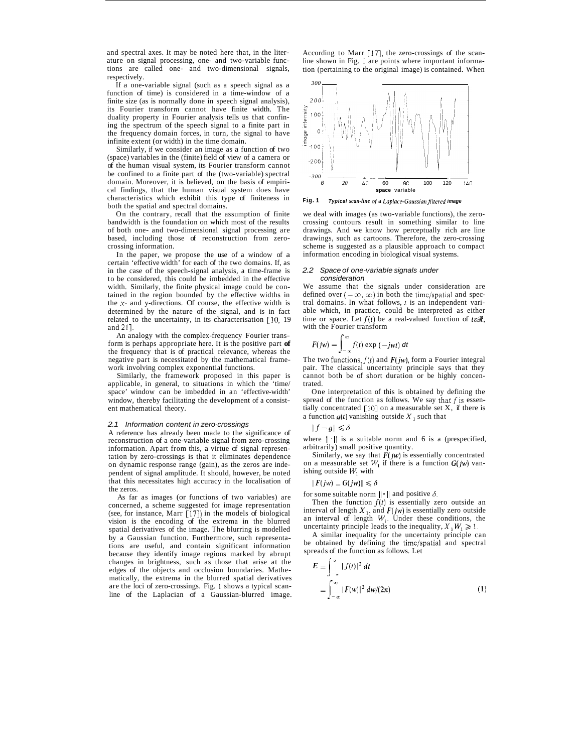and spectral axes. It may be noted here that, in the literature on signal processing, one- and two-variable functions are called one- and two-dimensional signals, respectively.

If a one-variable signal (such as a speech signal as a function of time) is considered in a time-window of a finite size (as is normally done in speech signal analysis), its Fourier transform cannot have finite width. The duality property in Fourier analysis tells us that confining the spectrum of the speech signal to a finite part in the frequency domain forces, in turn, the signal to have infinite extent (or width) in the time domain.

Similarly, if we consider an image as a function of two (space) variables in the (finite) field of view of a camera or of the human visual system, its Fourier transform cannot be confined to a finite part of the (two-variable) spectral domain. Moreover, it is believed, on the basis of empirical findings, that the human visual system does have characteristics which exhibit this type of finiteness in both the spatial and spectral domains.

On the contrary, recall that the assumption of finite bandwidth is the foundation on which most of the results of both one- and two-dimensional signal processing are based, including those of reconstruction from zero-crossing information.

In the paper, we propose the use of a window of a certain 'effective width' for each of the two domains. If, as in the case of the speech-signal analysis, a time-frame is to be considered, this could be imbedded in the effective width. Similarly, the finite physical image could be contained in the region bounded by the effective widths in the $x$- and y-directions. Of course, the effective width is determined by the nature of the signal, and is in fact related to the uncertainty, in its characterisation [10, 19 and 21].

An analogy with the complex-frequency Fourier transform is perhaps appropriate here. It is the positive part **of** the frequency that is of practical relevance, whereas the negative part is necessitated by the mathematical framework involving complex exponential functions.

Similarly, the framework proposed in this paper is applicable, in general, to situations in which the 'time/space' window can be imbedded in an 'effective-width' window, thereby facilitating the development of a consistent mathematical theory.

### *2.1 Information content in zero-crossings*

A reference has already been made to the significance of reconstruction of a one-variable signal from zero-crossing information. Apart from this, a virtue of signal representation by zero-crossings is that it eliminates dependence on dynamic response range (gain), as the zeros are independent of signal amplitude. It should, however, be noted that this necessitates high accuracy in the localisation of the zeros.

As far as images (or functions of two variables) are concerned, a scheme suggested for image representation (see, for instance, Marr [17]) in the models of biological vision is the encoding of the extrema in the blurred spatial derivatives of the image. The blurring is modelled by a Gaussian function. Furthermore, such representations are useful, and contain significant information because they identify image regions marked by abrupt changes in brightness, such as those that arise at the edges of the objects and occlusion boundaries. Mathematically, the extrema in the blurred spatial derivatives are the loci of zero-crossings. Fig. 1 shows a typical scan-line of the Laplacian of a Gaussian-blurred image. According to Marr [17], the zero-crossings of the scan-line shown in Fig. 1 are points where important information (pertaining to the original image) is contained. When

**Fig. 1** *Typical scan-line of a Laplace-Gaussian filtered image*

we deal with images (as two-variable functions), the zero-crossing contours result in something similar to line drawings. And we know how perceptually rich are line drawings, such as cartoons. Therefore, the zero-crossing scheme is suggested as a plausible approach to compact information encoding in biological visual systems.

### *2.2 Space of one-variable signals under consideration*

We assume that the signals under consideration are defined over $(-\infty, \infty)$ in both the time/spatial and spectral domains. In what follows, $t$ is an independent variable which, in practice, could be interpreted as either time or space. Let $f(t)$ be a real-valued function of $t \in \mathscr{R}$, with the Fourier transform

$$F(jw) = \int_{-\infty}^{\infty} f(t) \exp(-jwt)\, dt$$

The two functions, $f(t)$ and $F(jw)$, form a Fourier integral pair. The classical uncertainty principle says that they cannot both be of short duration or be highly concentrated.

One interpretation of this is obtained by defining the spread of the function as follows. We say that $f$ is essentially concentrated [10] on a measurable set X, if there is a function $g(t)$ vanishing outside $X_1$ such that

$$\| f - g \| \leqslant \delta$$

where $\| \cdot \|$ is a suitable norm and 6 is a (prespecified, arbitrarily) small positive quantity.

Similarly, we say that $F(jw)$ is essentially concentrated on a measurable set $W_1$ if there is a function $G(jw)$ vanishing outside $W_1$ with

$$\| F(jw) - G(jw) \| \leqslant \delta$$

for some suitable norm $\| \cdot \|$ and positive $\delta$.

Then the function $f(t)$ is essentially zero outside an interval of length $X_1$, and $F(jw)$ is essentially zero outside an interval of length $W_1$. Under these conditions, the uncertainty principle leads to the inequality, $X_1 W_1 \geqslant 1$.

A similar inequality for the uncertainty principle can be obtained by defining the time/spatial and spectral spreads of the function as follows. Let

$$E = \int_{-\infty}^{\infty} | f(t) |^2 \, dt = \int_{-\infty}^{\infty} | F(w) |^2 \, dw/(2\pi) \tag{1}$$